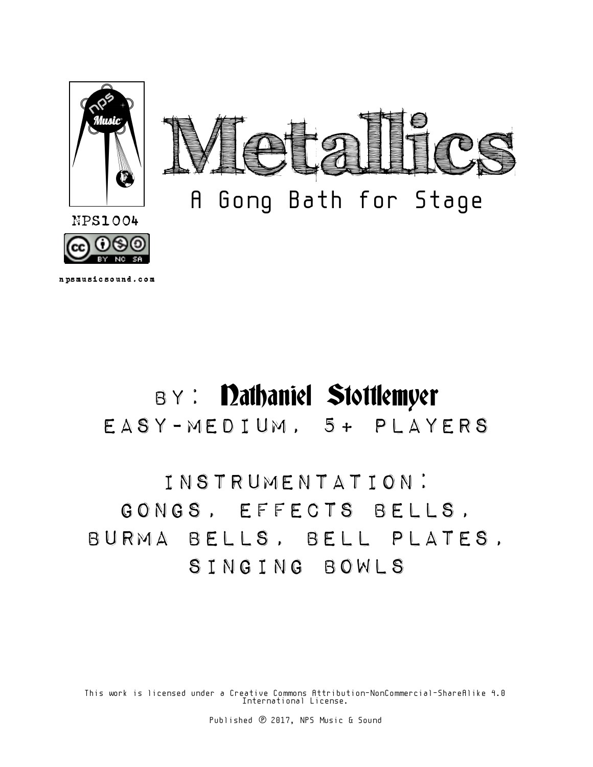NPS1004

npsmusicsound.com

# Metallics

## A Gong Bath for Stage

BY: Nathaniel Stottlemyer

EASY-MEDIUM, 5+ PLAYERS

INSTRUMENTATION:
GONGS, EFFECTS BELLS,
BURMA BELLS, BELL PLATES,
SINGING BOWLS

This work is licensed under a Creative Commons Attribution-NonCommercial-ShareAlike 4.0 International License.

Published ℗ 2017, NPS Music & Sound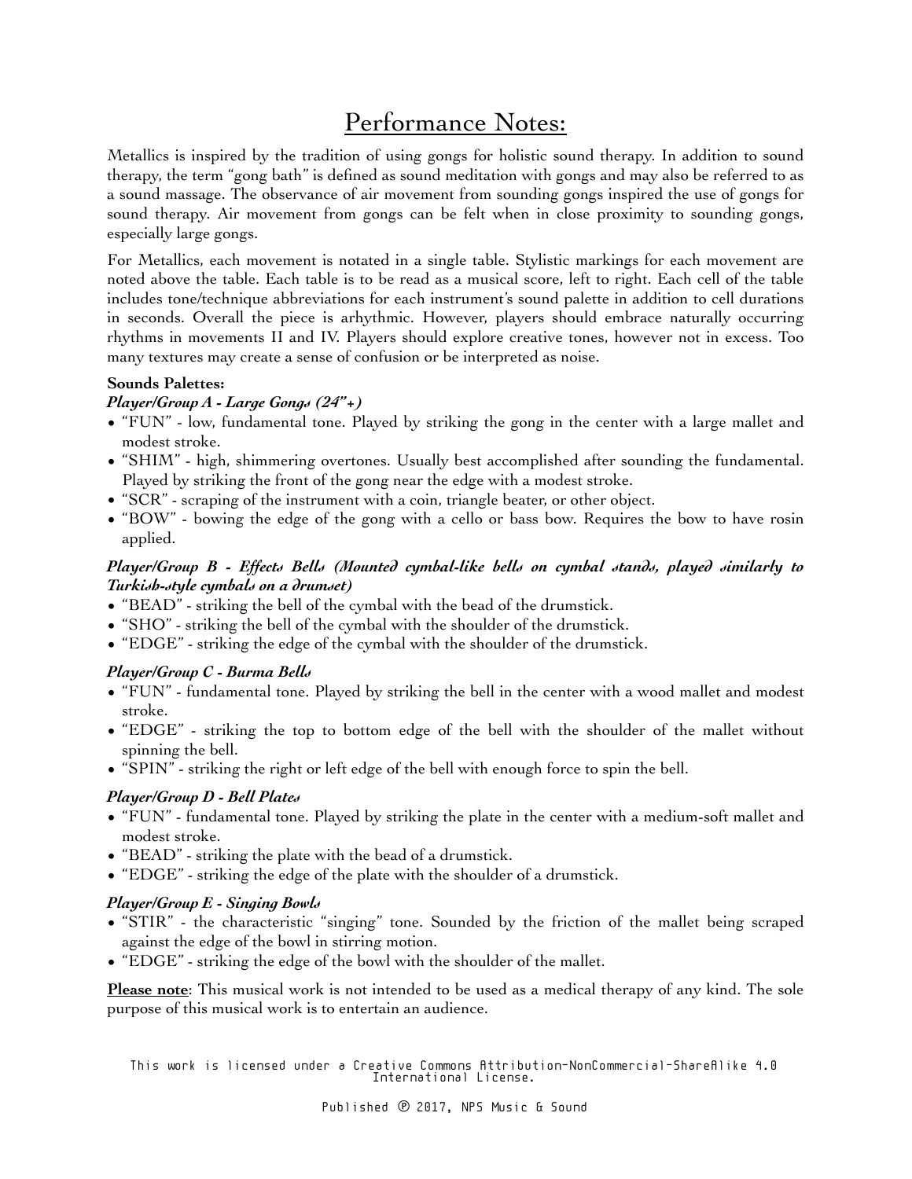# Performance Notes:

Metallics is inspired by the tradition of using gongs for holistic sound therapy. In addition to sound therapy, the term "gong bath" is defined as sound meditation with gongs and may also be referred to as a sound massage. The observance of air movement from sounding gongs inspired the use of gongs for sound therapy. Air movement from gongs can be felt when in close proximity to sounding gongs, especially large gongs.

For Metallics, each movement is notated in a single table. Stylistic markings for each movement are noted above the table. Each table is to be read as a musical score, left to right. Each cell of the table includes tone/technique abbreviations for each instrument's sound palette in addition to cell durations in seconds. Overall the piece is arhythmic. However, players should embrace naturally occurring rhythms in movements II and IV. Players should explore creative tones, however not in excess. Too many textures may create a sense of confusion or be interpreted as noise.

**Sounds Palettes:**

***Player/Group A - Large Gongs (24"+)***

- "FUN" - low, fundamental tone. Played by striking the gong in the center with a large mallet and modest stroke.
- "SHIM" - high, shimmering overtones. Usually best accomplished after sounding the fundamental. Played by striking the front of the gong near the edge with a modest stroke.
- "SCR" - scraping of the instrument with a coin, triangle beater, or other object.
- "BOW" - bowing the edge of the gong with a cello or bass bow. Requires the bow to have rosin applied.

***Player/Group B - Effects Bells (Mounted cymbal-like bells on cymbal stands, played similarly to Turkish-style cymbals on a drumset)***

- "BEAD" - striking the bell of the cymbal with the bead of the drumstick.
- "SHO" - striking the bell of the cymbal with the shoulder of the drumstick.
- "EDGE" - striking the edge of the cymbal with the shoulder of the drumstick.

***Player/Group C - Burma Bells***

- "FUN" - fundamental tone. Played by striking the bell in the center with a wood mallet and modest stroke.
- "EDGE" - striking the top to bottom edge of the bell with the shoulder of the mallet without spinning the bell.
- "SPIN" - striking the right or left edge of the bell with enough force to spin the bell.

***Player/Group D - Bell Plates***

- "FUN" - fundamental tone. Played by striking the plate in the center with a medium-soft mallet and modest stroke.
- "BEAD" - striking the plate with the bead of a drumstick.
- "EDGE" - striking the edge of the plate with the shoulder of a drumstick.

***Player/Group E - Singing Bowls***

- "STIR" - the characteristic "singing" tone. Sounded by the friction of the mallet being scraped against the edge of the bowl in stirring motion.
- "EDGE" - striking the edge of the bowl with the shoulder of the mallet.

**Please note**: This musical work is not intended to be used as a medical therapy of any kind. The sole purpose of this musical work is to entertain an audience.

This work is licensed under a Creative Commons Attribution-NonCommercial-ShareAlike 4.0 International License.

Published ℗ 2017, NPS Music & Sound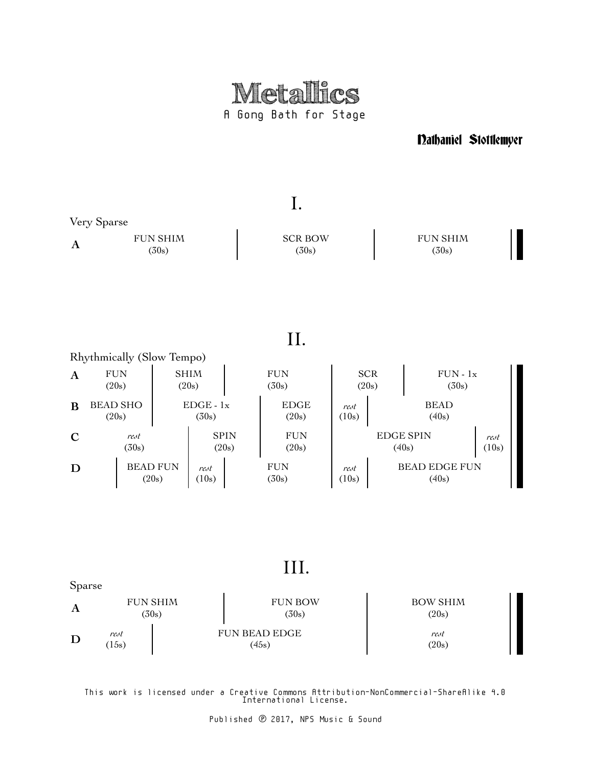# Metallics

A Gong Bath for Stage

**Nathaniel Stottlemyer**

## I.

Very Sparse

| | | | |
|---|---|---|---|
| **A** | FUN SHIM (30s) | SCR BOW (30s) | FUN SHIM (30s) |

## II.

Rhythmically (Slow Tempo)

| | | | | | | |
|---|---|---|---|---|---|---|
| **A** | FUN (20s) | SHIM (20s) | FUN (30s) | SCR (20s) | FUN - 1x (30s) | |
| **B** | BEAD SHO (20s) | EDGE - 1x (30s) | EDGE (20s) | *rest* (10s) | BEAD (40s) | |
| **C** | *rest* (30s) | SPIN (20s) | FUN (20s) | EDGE SPIN (40s) | *rest* (10s) | |
| **D** | | BEAD FUN (20s) | *rest* (10s) | FUN (30s) | *rest* (10s) | BEAD EDGE FUN (40s) |

## III.

Sparse

| | | | |
|---|---|---|---|
| **A** | FUN SHIM (30s) | FUN BOW (30s) | BOW SHIM (20s) |
| **D** | *rest* (15s) | FUN BEAD EDGE (45s) | *rest* (20s) |

This work is licensed under a Creative Commons Attribution-NonCommercial-ShareAlike 4.0 International License.

Published ℗ 2017, NPS Music & Sound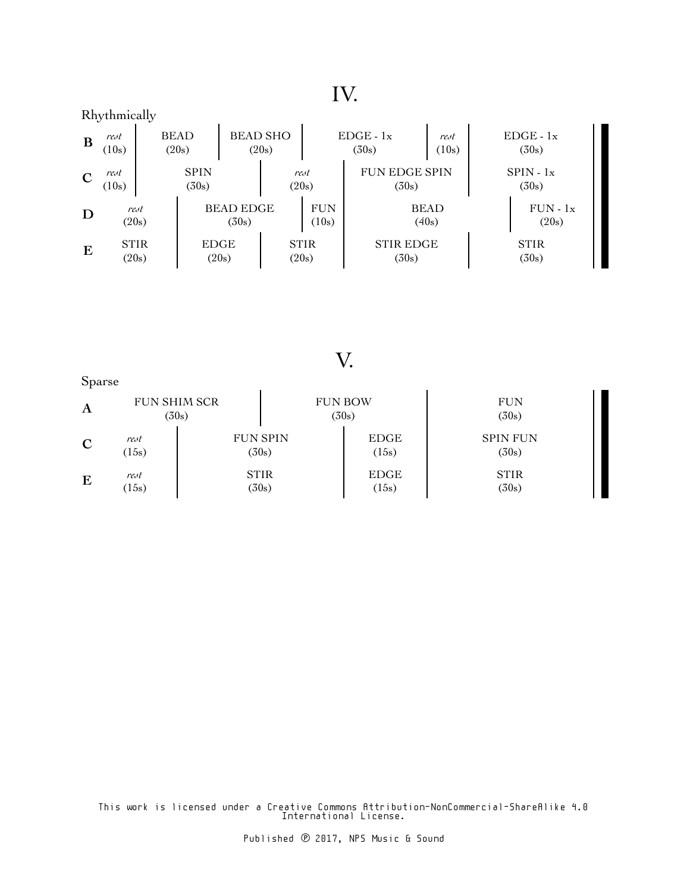# IV.

Rhythmically

**B** *rest* (10s) | BEAD (20s) | BEAD SHO (20s) | EDGE - 1x (30s) | *rest* (10s) | EDGE - 1x (30s)

**C** *rest* (10s) | SPIN (30s) | *rest* (20s) | FUN EDGE SPIN (30s) | SPIN - 1x (30s)

**D** *rest* (20s) | BEAD EDGE (30s) | FUN (10s) | BEAD (40s) | FUN - 1x (20s)

**E** STIR (20s) | EDGE (20s) | STIR (20s) | STIR EDGE (30s) | STIR (30s)

# V.

Sparse

**A** FUN SHIM SCR (30s) | FUN BOW (30s) | FUN (30s)

**C** *rest* (15s) | FUN SPIN (30s) | EDGE (15s) | SPIN FUN (30s)

**E** *rest* (15s) | STIR (30s) | EDGE (15s) | STIR (30s)

This work is licensed under a Creative Commons Attribution-NonCommercial-ShareAlike 4.0 International License.

Published ℗ 2017, NPS Music & Sound